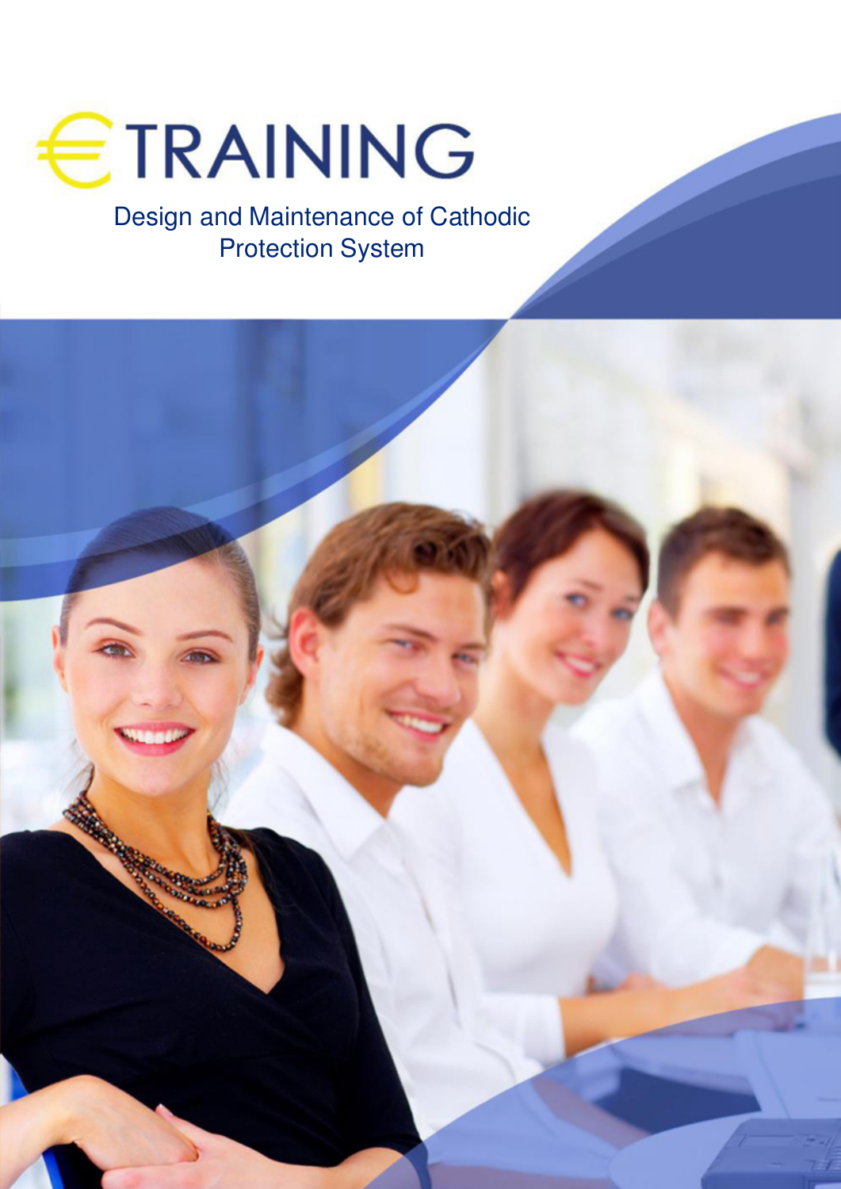# €TRAINING

## Design and Maintenance of Cathodic Protection System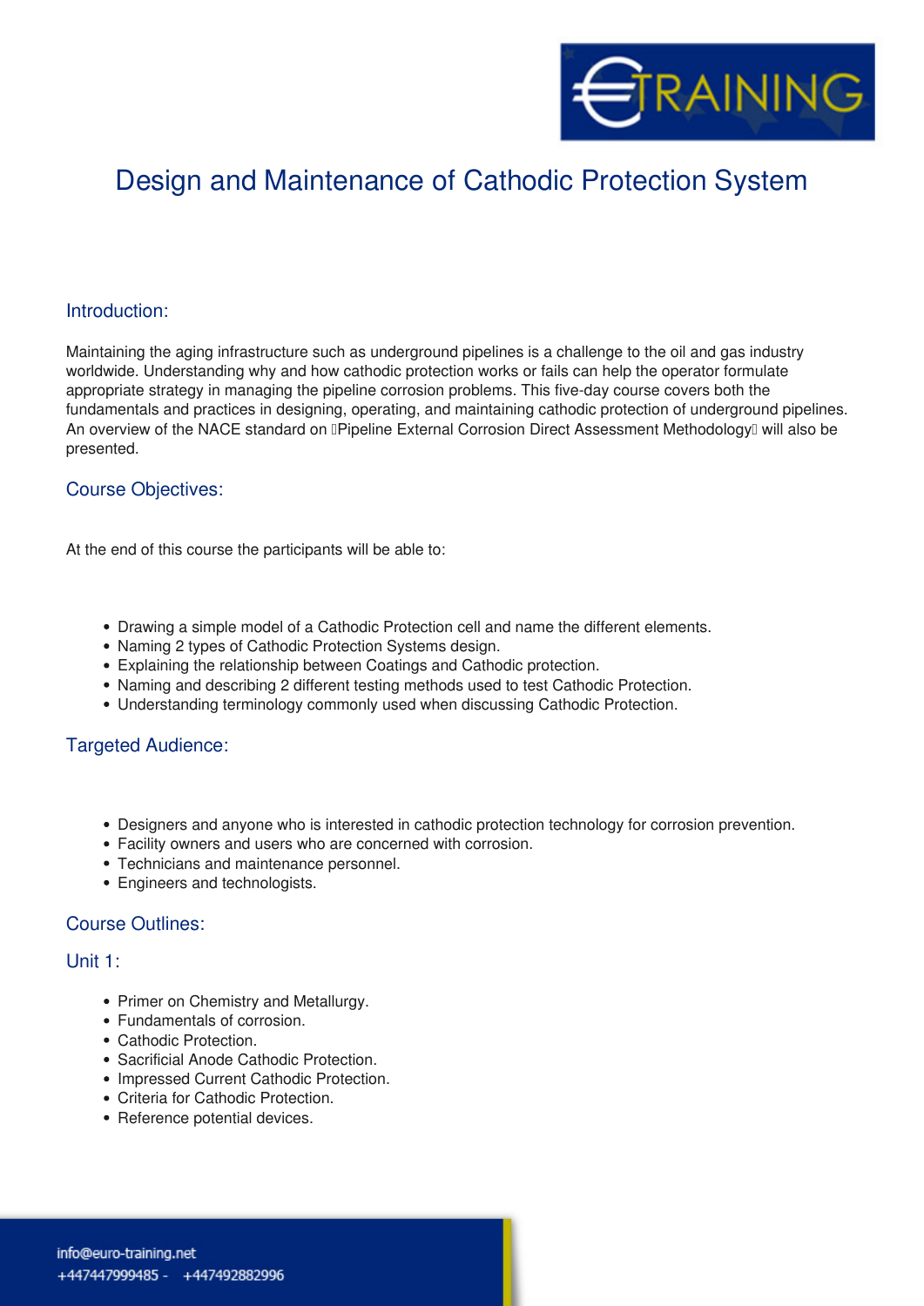# Design and Maintenance of Cathodic Protection System

## Introduction:

Maintaining the aging infrastructure such as underground pipelines is a challenge to the oil and gas industry worldwide. Understanding why and how cathodic protection works or fails can help the operator formulate appropriate strategy in managing the pipeline corrosion problems. This five-day course covers both the fundamentals and practices in designing, operating, and maintaining cathodic protection of underground pipelines. An overview of the NACE standard on Pipeline External Corrosion Direct Assessment Methodology will also be presented.

## Course Objectives:

At the end of this course the participants will be able to:

- Drawing a simple model of a Cathodic Protection cell and name the different elements.
- Naming 2 types of Cathodic Protection Systems design.
- Explaining the relationship between Coatings and Cathodic protection.
- Naming and describing 2 different testing methods used to test Cathodic Protection.
- Understanding terminology commonly used when discussing Cathodic Protection.

## Targeted Audience:

- Designers and anyone who is interested in cathodic protection technology for corrosion prevention.
- Facility owners and users who are concerned with corrosion.
- Technicians and maintenance personnel.
- Engineers and technologists.

## Course Outlines:

### Unit 1:

- Primer on Chemistry and Metallurgy.
- Fundamentals of corrosion.
- Cathodic Protection.
- Sacrificial Anode Cathodic Protection.
- Impressed Current Cathodic Protection.
- Criteria for Cathodic Protection.
- Reference potential devices.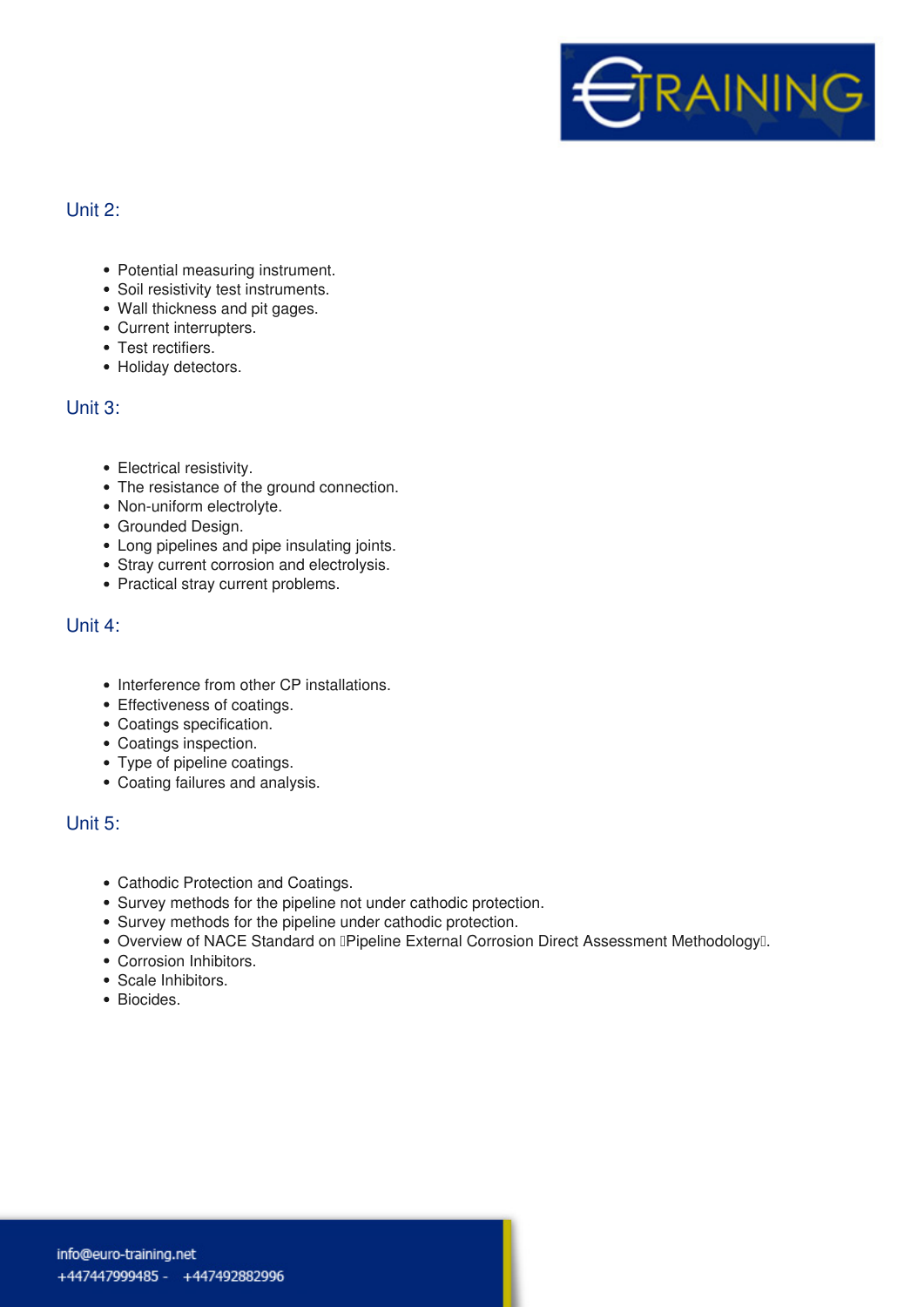## Unit 2:

- Potential measuring instrument.
- Soil resistivity test instruments.
- Wall thickness and pit gages.
- Current interrupters.
- Test rectifiers.
- Holiday detectors.

## Unit 3:

- Electrical resistivity.
- The resistance of the ground connection.
- Non-uniform electrolyte.
- Grounded Design.
- Long pipelines and pipe insulating joints.
- Stray current corrosion and electrolysis.
- Practical stray current problems.

## Unit 4:

- Interference from other CP installations.
- Effectiveness of coatings.
- Coatings specification.
- Coatings inspection.
- Type of pipeline coatings.
- Coating failures and analysis.

## Unit 5:

- Cathodic Protection and Coatings.
- Survey methods for the pipeline not under cathodic protection.
- Survey methods for the pipeline under cathodic protection.
- Overview of NACE Standard on Pipeline External Corrosion Direct Assessment Methodology.
- Corrosion Inhibitors.
- Scale Inhibitors.
- Biocides.

info@euro-training.net
+447447999485 - +447492882996